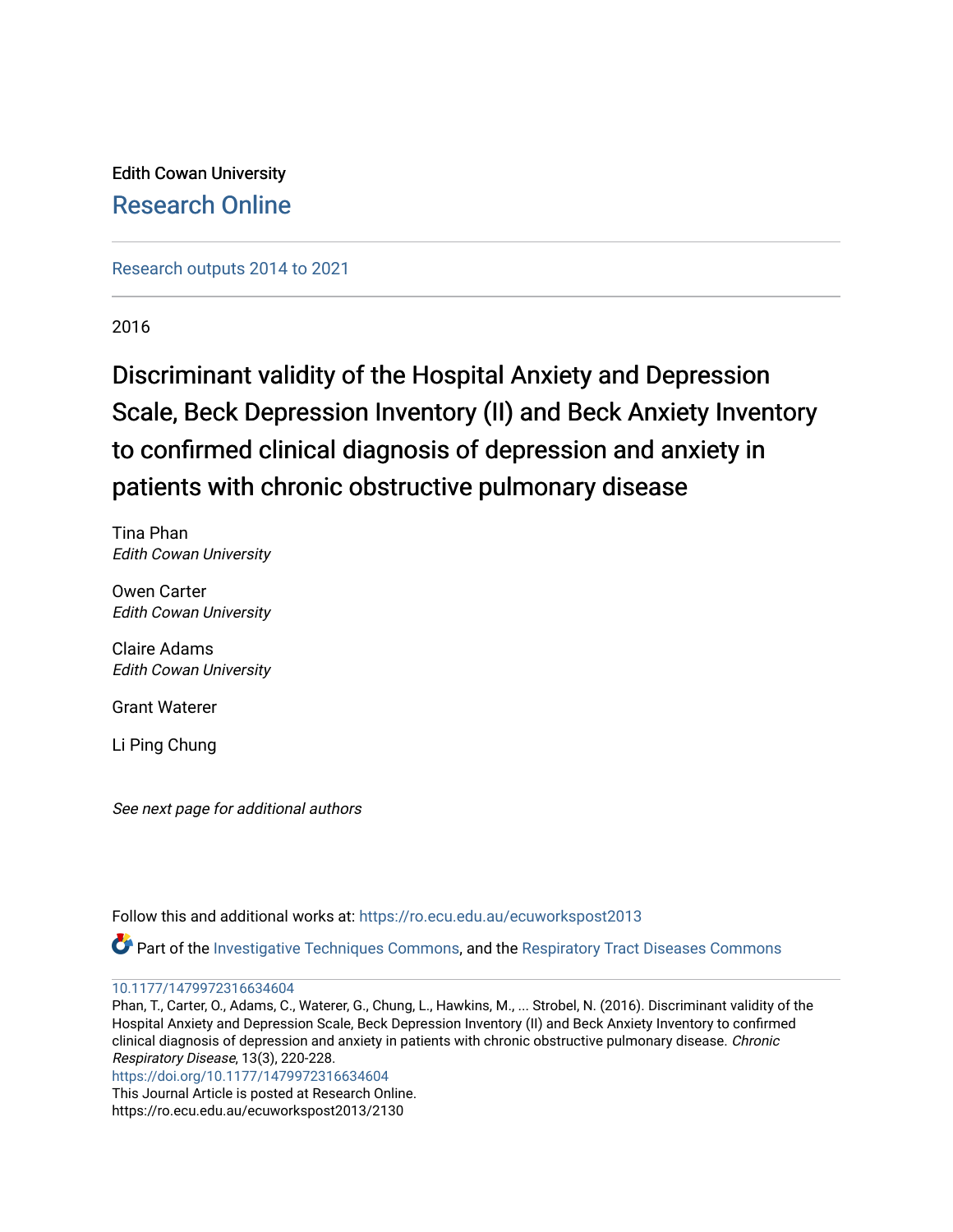Edith Cowan University

Research Online

Research outputs 2014 to 2021

2016

# Discriminant validity of the Hospital Anxiety and Depression Scale, Beck Depression Inventory (II) and Beck Anxiety Inventory to confirmed clinical diagnosis of depression and anxiety in patients with chronic obstructive pulmonary disease

Tina Phan
*Edith Cowan University*

Owen Carter
*Edith Cowan University*

Claire Adams
*Edith Cowan University*

Grant Waterer

Li Ping Chung

*See next page for additional authors*

Follow this and additional works at: https://ro.ecu.edu.au/ecuworkspost2013

Part of the Investigative Techniques Commons, and the Respiratory Tract Diseases Commons

10.1177/1479972316634604

Phan, T., Carter, O., Adams, C., Waterer, G., Chung, L., Hawkins, M., ... Strobel, N. (2016). Discriminant validity of the Hospital Anxiety and Depression Scale, Beck Depression Inventory (II) and Beck Anxiety Inventory to confirmed clinical diagnosis of depression and anxiety in patients with chronic obstructive pulmonary disease. *Chronic Respiratory Disease*, 13(3), 220-228.
https://doi.org/10.1177/1479972316634604

This Journal Article is posted at Research Online.
https://ro.ecu.edu.au/ecuworkspost2013/2130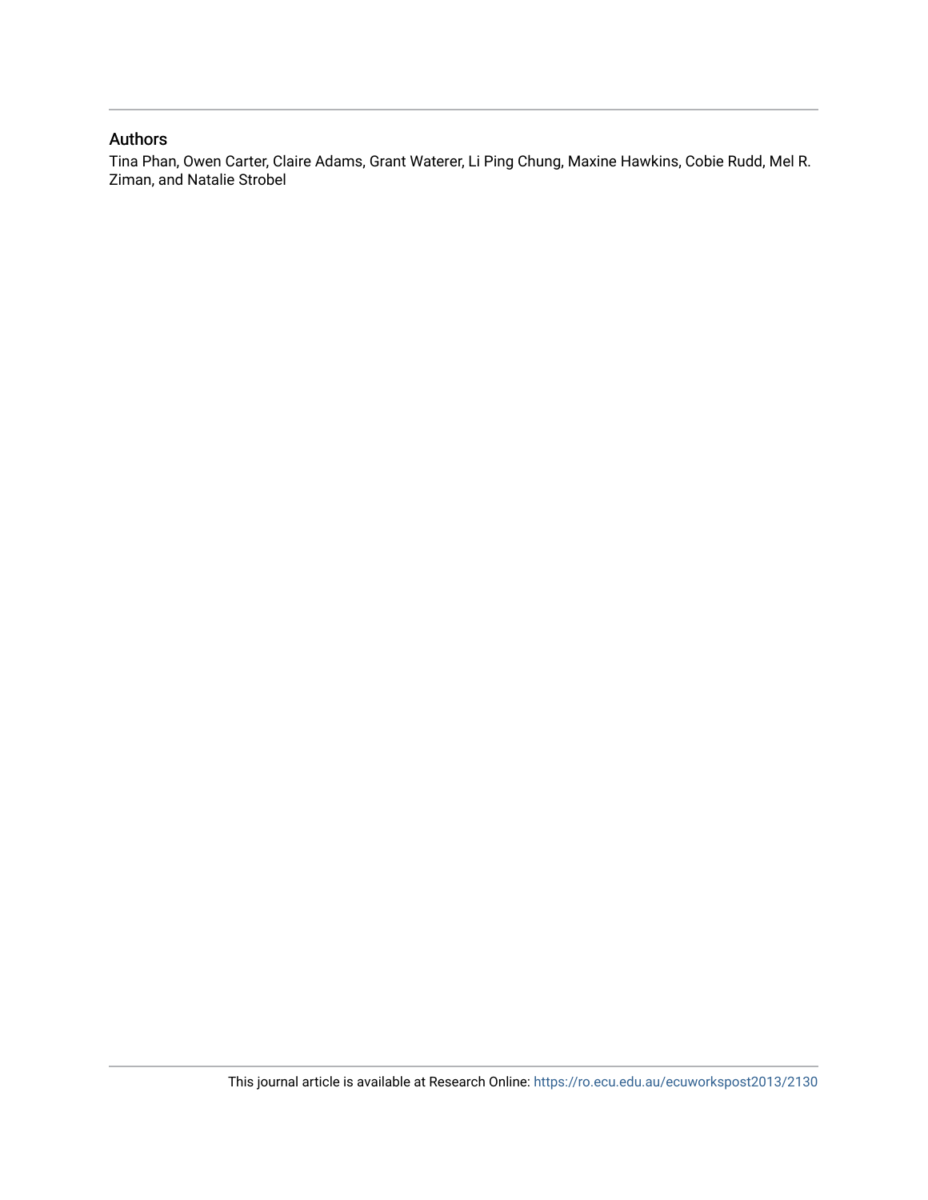## Authors

Tina Phan, Owen Carter, Claire Adams, Grant Waterer, Li Ping Chung, Maxine Hawkins, Cobie Rudd, Mel R. Ziman, and Natalie Strobel

This journal article is available at Research Online: https://ro.ecu.edu.au/ecuworkspost2013/2130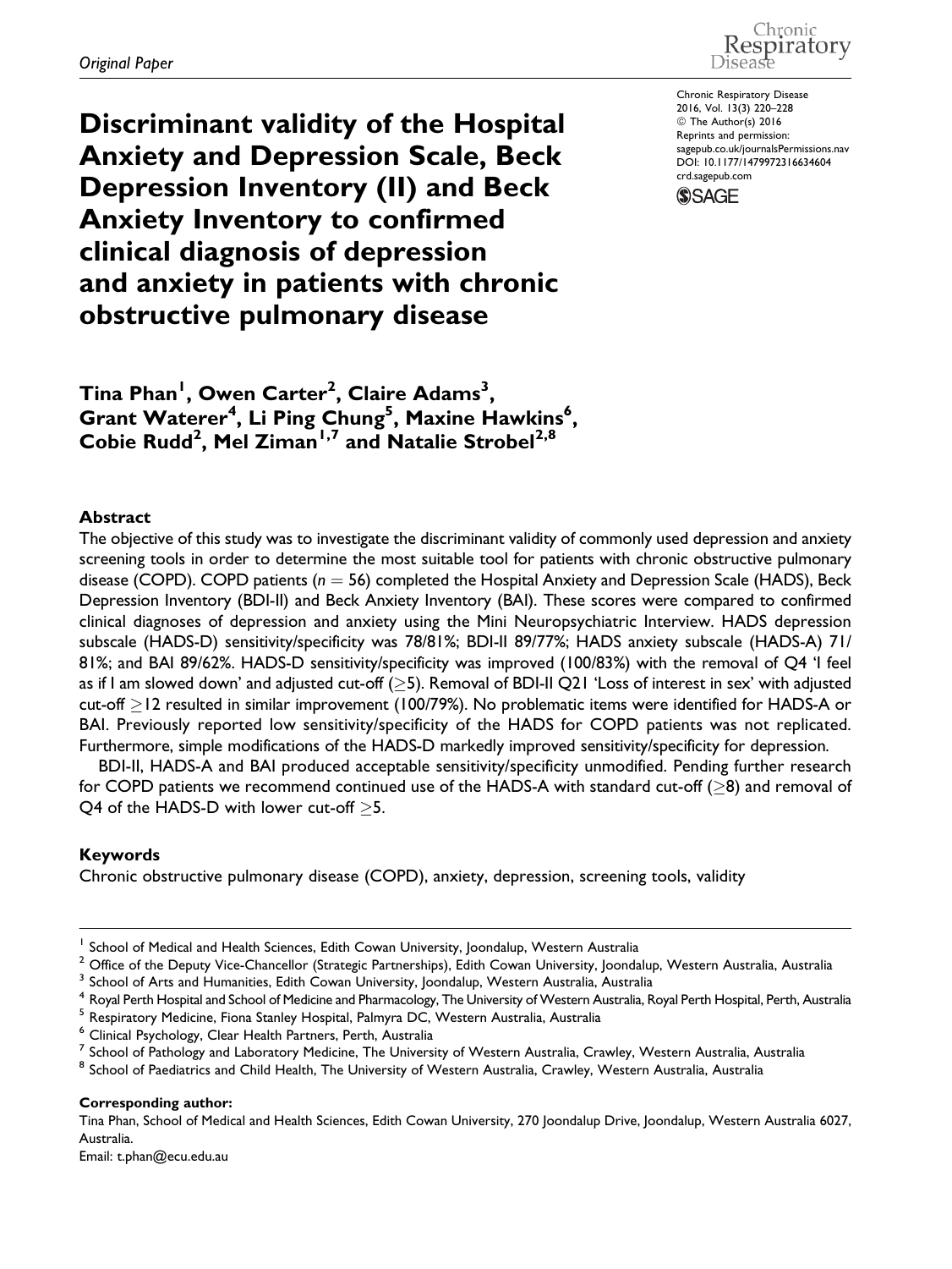*Original Paper*

# Discriminant validity of the Hospital Anxiety and Depression Scale, Beck Depression Inventory (II) and Beck Anxiety Inventory to confirmed clinical diagnosis of depression and anxiety in patients with chronic obstructive pulmonary disease

Chronic Respiratory Disease
2016, Vol. 13(3) 220–228
© The Author(s) 2016
Reprints and permission:
sagepub.co.uk/journalsPermissions.nav
DOI: 10.1177/1479972316634604
crd.sagepub.com

**Tina Phan[1], Owen Carter[2], Claire Adams[3], Grant Waterer[4], Li Ping Chung[5], Maxine Hawkins[6], Cobie Rudd[2], Mel Ziman[1,7] and Natalie Strobel[2,8]**

## Abstract

The objective of this study was to investigate the discriminant validity of commonly used depression and anxiety screening tools in order to determine the most suitable tool for patients with chronic obstructive pulmonary disease (COPD). COPD patients ($n = 56$) completed the Hospital Anxiety and Depression Scale (HADS), Beck Depression Inventory (BDI-II) and Beck Anxiety Inventory (BAI). These scores were compared to confirmed clinical diagnoses of depression and anxiety using the Mini Neuropsychiatric Interview. HADS depression subscale (HADS-D) sensitivity/specificity was 78/81%; BDI-II 89/77%; HADS anxiety subscale (HADS-A) 71/81%; and BAI 89/62%. HADS-D sensitivity/specificity was improved (100/83%) with the removal of Q4 'I feel as if I am slowed down' and adjusted cut-off ($\geq$5). Removal of BDI-II Q21 'Loss of interest in sex' with adjusted cut-off $\geq$12 resulted in similar improvement (100/79%). No problematic items were identified for HADS-A or BAI. Previously reported low sensitivity/specificity of the HADS for COPD patients was not replicated. Furthermore, simple modifications of the HADS-D markedly improved sensitivity/specificity for depression.

BDI-II, HADS-A and BAI produced acceptable sensitivity/specificity unmodified. Pending further research for COPD patients we recommend continued use of the HADS-A with standard cut-off ($\geq$8) and removal of Q4 of the HADS-D with lower cut-off $\geq$5.

## Keywords

Chronic obstructive pulmonary disease (COPD), anxiety, depression, screening tools, validity

---

[1] School of Medical and Health Sciences, Edith Cowan University, Joondalup, Western Australia
[2] Office of the Deputy Vice-Chancellor (Strategic Partnerships), Edith Cowan University, Joondalup, Western Australia, Australia
[3] School of Arts and Humanities, Edith Cowan University, Joondalup, Western Australia, Australia
[4] Royal Perth Hospital and School of Medicine and Pharmacology, The University of Western Australia, Royal Perth Hospital, Perth, Australia
[5] Respiratory Medicine, Fiona Stanley Hospital, Palmyra DC, Western Australia, Australia
[6] Clinical Psychology, Clear Health Partners, Perth, Australia
[7] School of Pathology and Laboratory Medicine, The University of Western Australia, Crawley, Western Australia, Australia
[8] School of Paediatrics and Child Health, The University of Western Australia, Crawley, Western Australia, Australia

**Corresponding author:**
Tina Phan, School of Medical and Health Sciences, Edith Cowan University, 270 Joondalup Drive, Joondalup, Western Australia 6027, Australia.
Email: t.phan@ecu.edu.au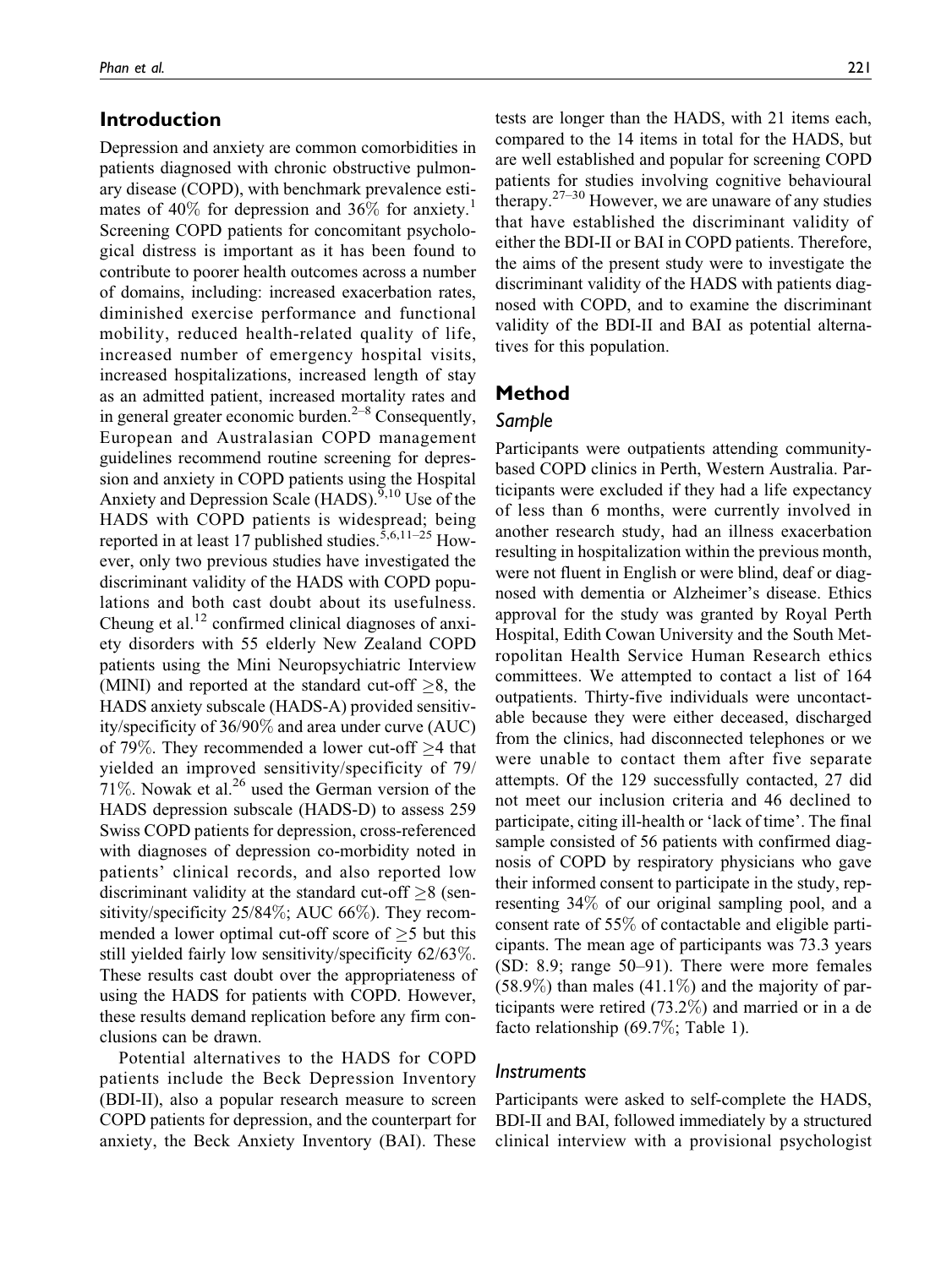## Introduction

Depression and anxiety are common comorbidities in patients diagnosed with chronic obstructive pulmonary disease (COPD), with benchmark prevalence estimates of 40% for depression and 36% for anxiety.[1] Screening COPD patients for concomitant psychological distress is important as it has been found to contribute to poorer health outcomes across a number of domains, including: increased exacerbation rates, diminished exercise performance and functional mobility, reduced health-related quality of life, increased number of emergency hospital visits, increased hospitalizations, increased length of stay as an admitted patient, increased mortality rates and in general greater economic burden.[2–8] Consequently, European and Australasian COPD management guidelines recommend routine screening for depression and anxiety in COPD patients using the Hospital Anxiety and Depression Scale (HADS).[9,10] Use of the HADS with COPD patients is widespread; being reported in at least 17 published studies.[5,6,11–25] However, only two previous studies have investigated the discriminant validity of the HADS with COPD populations and both cast doubt about its usefulness. Cheung et al.[12] confirmed clinical diagnoses of anxiety disorders with 55 elderly New Zealand COPD patients using the Mini Neuropsychiatric Interview (MINI) and reported at the standard cut-off $\geq 8$, the HADS anxiety subscale (HADS-A) provided sensitivity/specificity of 36/90% and area under curve (AUC) of 79%. They recommended a lower cut-off $\geq 4$ that yielded an improved sensitivity/specificity of 79/71%. Nowak et al.[26] used the German version of the HADS depression subscale (HADS-D) to assess 259 Swiss COPD patients for depression, cross-referenced with diagnoses of depression co-morbidity noted in patients' clinical records, and also reported low discriminant validity at the standard cut-off $\geq 8$ (sensitivity/specificity 25/84%; AUC 66%). They recommended a lower optimal cut-off score of $\geq 5$ but this still yielded fairly low sensitivity/specificity 62/63%. These results cast doubt over the appropriateness of using the HADS for patients with COPD. However, these results demand replication before any firm conclusions can be drawn.

Potential alternatives to the HADS for COPD patients include the Beck Depression Inventory (BDI-II), also a popular research measure to screen COPD patients for depression, and the counterpart for anxiety, the Beck Anxiety Inventory (BAI). These tests are longer than the HADS, with 21 items each, compared to the 14 items in total for the HADS, but are well established and popular for screening COPD patients for studies involving cognitive behavioural therapy.[27–30] However, we are unaware of any studies that have established the discriminant validity of either the BDI-II or BAI in COPD patients. Therefore, the aims of the present study were to investigate the discriminant validity of the HADS with patients diagnosed with COPD, and to examine the discriminant validity of the BDI-II and BAI as potential alternatives for this population.

## Method

### Sample

Participants were outpatients attending community-based COPD clinics in Perth, Western Australia. Participants were excluded if they had a life expectancy of less than 6 months, were currently involved in another research study, had an illness exacerbation resulting in hospitalization within the previous month, were not fluent in English or were blind, deaf or diagnosed with dementia or Alzheimer's disease. Ethics approval for the study was granted by Royal Perth Hospital, Edith Cowan University and the South Metropolitan Health Service Human Research ethics committees. We attempted to contact a list of 164 outpatients. Thirty-five individuals were uncontactable because they were either deceased, discharged from the clinics, had disconnected telephones or we were unable to contact them after five separate attempts. Of the 129 successfully contacted, 27 did not meet our inclusion criteria and 46 declined to participate, citing ill-health or 'lack of time'. The final sample consisted of 56 patients with confirmed diagnosis of COPD by respiratory physicians who gave their informed consent to participate in the study, representing 34% of our original sampling pool, and a consent rate of 55% of contactable and eligible participants. The mean age of participants was 73.3 years (SD: 8.9; range 50–91). There were more females (58.9%) than males (41.1%) and the majority of participants were retired (73.2%) and married or in a de facto relationship (69.7%; Table 1).

### Instruments

Participants were asked to self-complete the HADS, BDI-II and BAI, followed immediately by a structured clinical interview with a provisional psychologist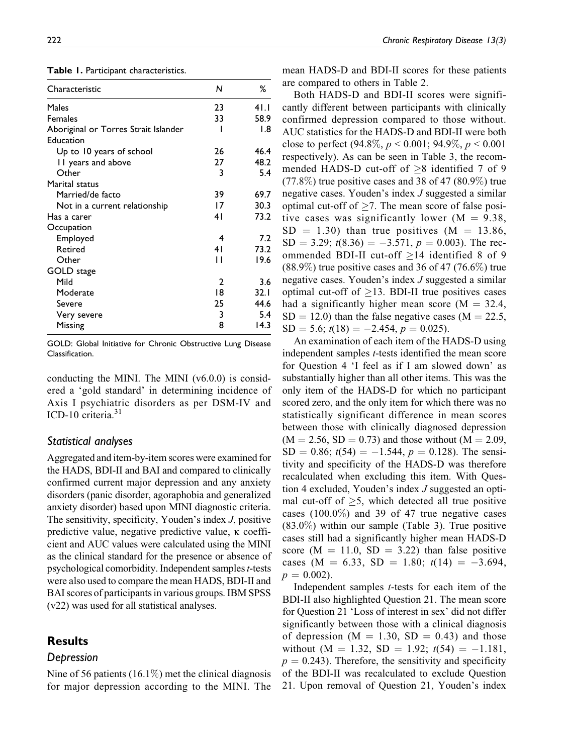**Table 1.** Participant characteristics.

| Characteristic | N | % |
|---|---|---|
| Males | 23 | 41.1 |
| Females | 33 | 58.9 |
| Aboriginal or Torres Strait Islander | 1 | 1.8 |
| Education | | |
| Up to 10 years of school | 26 | 46.4 |
| 11 years and above | 27 | 48.2 |
| Other | 3 | 5.4 |
| Marital status | | |
| Married/de facto | 39 | 69.7 |
| Not in a current relationship | 17 | 30.3 |
| Has a carer | 41 | 73.2 |
| Occupation | | |
| Employed | 4 | 7.2 |
| Retired | 41 | 73.2 |
| Other | 11 | 19.6 |
| GOLD stage | | |
| Mild | 2 | 3.6 |
| Moderate | 18 | 32.1 |
| Severe | 25 | 44.6 |
| Very severe | 3 | 5.4 |
| Missing | 8 | 14.3 |

GOLD: Global Initiative for Chronic Obstructive Lung Disease Classification.

conducting the MINI. The MINI (v6.0.0) is considered a 'gold standard' in determining incidence of Axis I psychiatric disorders as per DSM-IV and ICD-10 criteria.[31]

### Statistical analyses

Aggregated and item-by-item scores were examined for the HADS, BDI-II and BAI and compared to clinically confirmed current major depression and any anxiety disorders (panic disorder, agoraphobia and generalized anxiety disorder) based upon MINI diagnostic criteria. The sensitivity, specificity, Youden's index *J*, positive predictive value, negative predictive value, κ coefficient and AUC values were calculated using the MINI as the clinical standard for the presence or absence of psychological comorbidity. Independent samples *t*-tests were also used to compare the mean HADS, BDI-II and BAI scores of participants in various groups. IBM SPSS (v22) was used for all statistical analyses.

## Results

### Depression

Nine of 56 patients (16.1%) met the clinical diagnosis for major depression according to the MINI. The mean HADS-D and BDI-II scores for these patients are compared to others in Table 2.

Both HADS-D and BDI-II scores were significantly different between participants with clinically confirmed depression compared to those without. AUC statistics for the HADS-D and BDI-II were both close to perfect (94.8%, $p < 0.001$; 94.9%, $p < 0.001$ respectively). As can be seen in Table 3, the recommended HADS-D cut-off of $\geq 8$ identified 7 of 9 (77.8%) true positive cases and 38 of 47 (80.9%) true negative cases. Youden's index *J* suggested a similar optimal cut-off of $\geq 7$. The mean score of false positive cases was significantly lower ($M = 9.38$, $SD = 1.30$) than true positives ($M = 13.86$, $SD = 3.29$; $t(8.36) = -3.571$, $p = 0.003$). The recommended BDI-II cut-off $\geq 14$ identified 8 of 9 (88.9%) true positive cases and 36 of 47 (76.6%) true negative cases. Youden's index *J* suggested a similar optimal cut-off of $\geq 13$. BDI-II true positives cases had a significantly higher mean score ($M = 32.4$, $SD = 12.0$) than the false negative cases ($M = 22.5$, $SD = 5.6$; $t(18) = -2.454$, $p = 0.025$).

An examination of each item of the HADS-D using independent samples *t*-tests identified the mean score for Question 4 'I feel as if I am slowed down' as substantially higher than all other items. This was the only item of the HADS-D for which no participant scored zero, and the only item for which there was no statistically significant difference in mean scores between those with clinically diagnosed depression ($M = 2.56$, $SD = 0.73$) and those without ($M = 2.09$, $SD = 0.86$; $t(54) = -1.544$, $p = 0.128$). The sensitivity and specificity of the HADS-D was therefore recalculated when excluding this item. With Question 4 excluded, Youden's index *J* suggested an optimal cut-off of $\geq 5$, which detected all true positive cases (100.0%) and 39 of 47 true negative cases (83.0%) within our sample (Table 3). True positive cases still had a significantly higher mean HADS-D score ($M = 11.0$, $SD = 3.22$) than false positive cases ($M = 6.33$, $SD = 1.80$; $t(14) = -3.694$, $p = 0.002$).

Independent samples *t*-tests for each item of the BDI-II also highlighted Question 21. The mean score for Question 21 'Loss of interest in sex' did not differ significantly between those with a clinical diagnosis of depression ($M = 1.30$, $SD = 0.43$) and those without ($M = 1.32$, $SD = 1.92$; $t(54) = -1.181$, $p = 0.243$). Therefore, the sensitivity and specificity of the BDI-II was recalculated to exclude Question 21. Upon removal of Question 21, Youden's index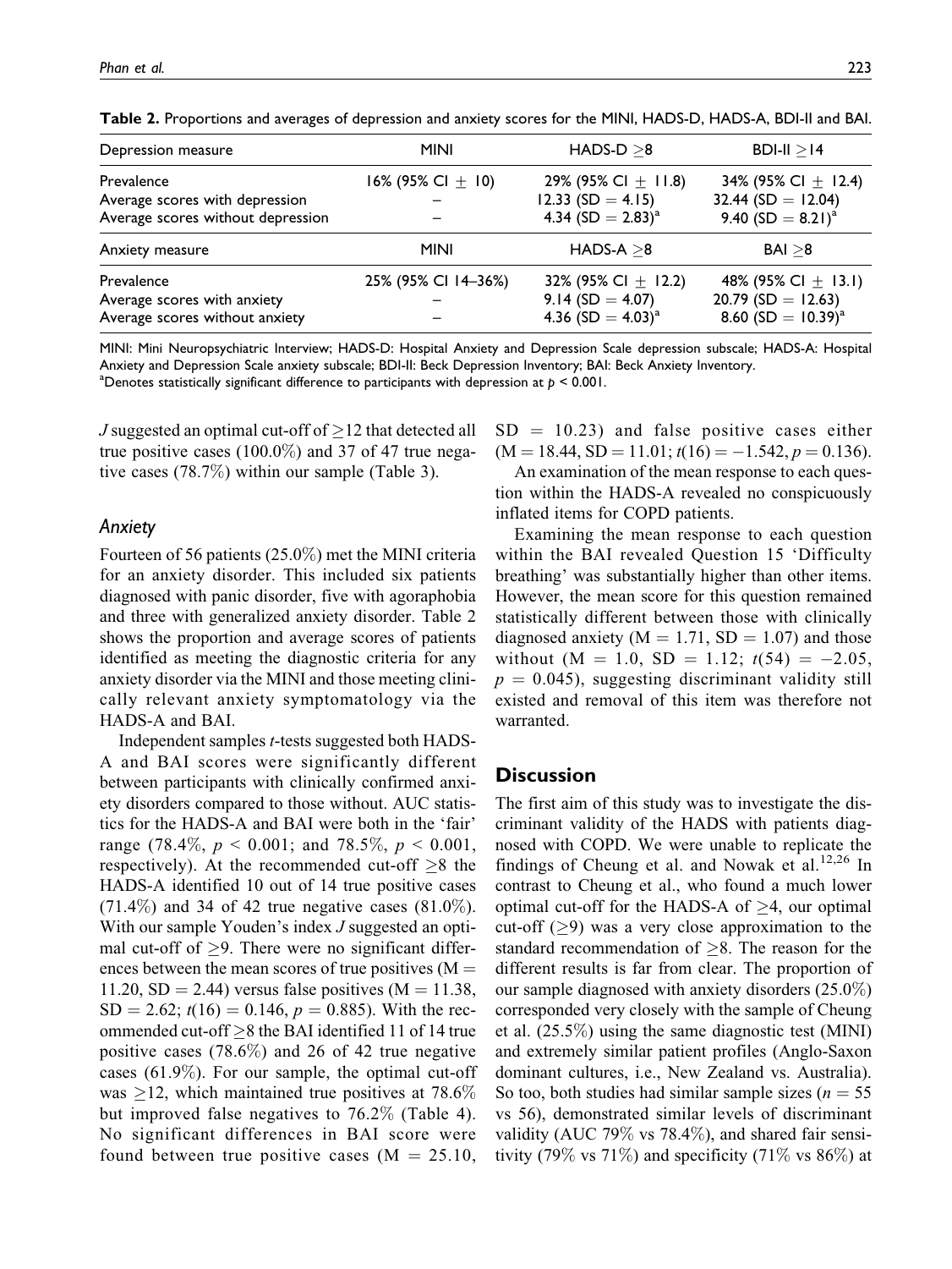**Table 2.** Proportions and averages of depression and anxiety scores for the MINI, HADS-D, HADS-A, BDI-II and BAI.

| Depression measure | MINI | HADS-D $\geq$8 | BDI-II $\geq$14 |
|---|---|---|---|
| Prevalence | 16% (95% CI $\pm$ 10) | 29% (95% CI $\pm$ 11.8) | 34% (95% CI $\pm$ 12.4) |
| Average scores with depression | – | 12.33 (SD = 4.15) | 32.44 (SD = 12.04) |
| Average scores without depression | – | 4.34 (SD = 2.83)[a] | 9.40 (SD = 8.21)[a] |
| **Anxiety measure** | **MINI** | **HADS-A $\geq$8** | **BAI $\geq$8** |
| Prevalence | 25% (95% CI 14–36%) | 32% (95% CI $\pm$ 12.2) | 48% (95% CI $\pm$ 13.1) |
| Average scores with anxiety | – | 9.14 (SD = 4.07) | 20.79 (SD = 12.63) |
| Average scores without anxiety | – | 4.36 (SD = 4.03)[a] | 8.60 (SD = 10.39)[a] |

MINI: Mini Neuropsychiatric Interview; HADS-D: Hospital Anxiety and Depression Scale depression subscale; HADS-A: Hospital Anxiety and Depression Scale anxiety subscale; BDI-II: Beck Depression Inventory; BAI: Beck Anxiety Inventory.
[a]Denotes statistically significant difference to participants with depression at $p < 0.001$.

$J$ suggested an optimal cut-off of $\geq$12 that detected all true positive cases (100.0%) and 37 of 47 true negative cases (78.7%) within our sample (Table 3).

### Anxiety

Fourteen of 56 patients (25.0%) met the MINI criteria for an anxiety disorder. This included six patients diagnosed with panic disorder, five with agoraphobia and three with generalized anxiety disorder. Table 2 shows the proportion and average scores of patients identified as meeting the diagnostic criteria for any anxiety disorder via the MINI and those meeting clinically relevant anxiety symptomatology via the HADS-A and BAI.

Independent samples $t$-tests suggested both HADS-A and BAI scores were significantly different between participants with clinically confirmed anxiety disorders compared to those without. AUC statistics for the HADS-A and BAI were both in the 'fair' range (78.4%, $p < 0.001$; and 78.5%, $p < 0.001$, respectively). At the recommended cut-off $\geq$8 the HADS-A identified 10 out of 14 true positive cases (71.4%) and 34 of 42 true negative cases (81.0%). With our sample Youden's index $J$ suggested an optimal cut-off of $\geq$9. There were no significant differences between the mean scores of true positives (M = 11.20, SD = 2.44) versus false positives (M = 11.38, SD = 2.62; $t(16) = 0.146$, $p = 0.885$). With the recommended cut-off $\geq$8 the BAI identified 11 of 14 true positive cases (78.6%) and 26 of 42 true negative cases (61.9%). For our sample, the optimal cut-off was $\geq$12, which maintained true positives at 78.6% but improved false negatives to 76.2% (Table 4). No significant differences in BAI score were found between true positive cases (M = 25.10, SD = 10.23) and false positive cases either (M = 18.44, SD = 11.01; $t(16) = -1.542$, $p = 0.136$).

An examination of the mean response to each question within the HADS-A revealed no conspicuously inflated items for COPD patients.

Examining the mean response to each question within the BAI revealed Question 15 'Difficulty breathing' was substantially higher than other items. However, the mean score for this question remained statistically different between those with clinically diagnosed anxiety (M = 1.71, SD = 1.07) and those without (M = 1.0, SD = 1.12; $t(54) = -2.05$, $p = 0.045$), suggesting discriminant validity still existed and removal of this item was therefore not warranted.

## Discussion

The first aim of this study was to investigate the discriminant validity of the HADS with patients diagnosed with COPD. We were unable to replicate the findings of Cheung et al. and Nowak et al.[12,26] In contrast to Cheung et al., who found a much lower optimal cut-off for the HADS-A of $\geq$4, our optimal cut-off ($\geq$9) was a very close approximation to the standard recommendation of $\geq$8. The reason for the different results is far from clear. The proportion of our sample diagnosed with anxiety disorders (25.0%) corresponded very closely with the sample of Cheung et al. (25.5%) using the same diagnostic test (MINI) and extremely similar patient profiles (Anglo-Saxon dominant cultures, i.e., New Zealand vs. Australia). So too, both studies had similar sample sizes ($n = 55$ vs 56), demonstrated similar levels of discriminant validity (AUC 79% vs 78.4%), and shared fair sensitivity (79% vs 71%) and specificity (71% vs 86%) at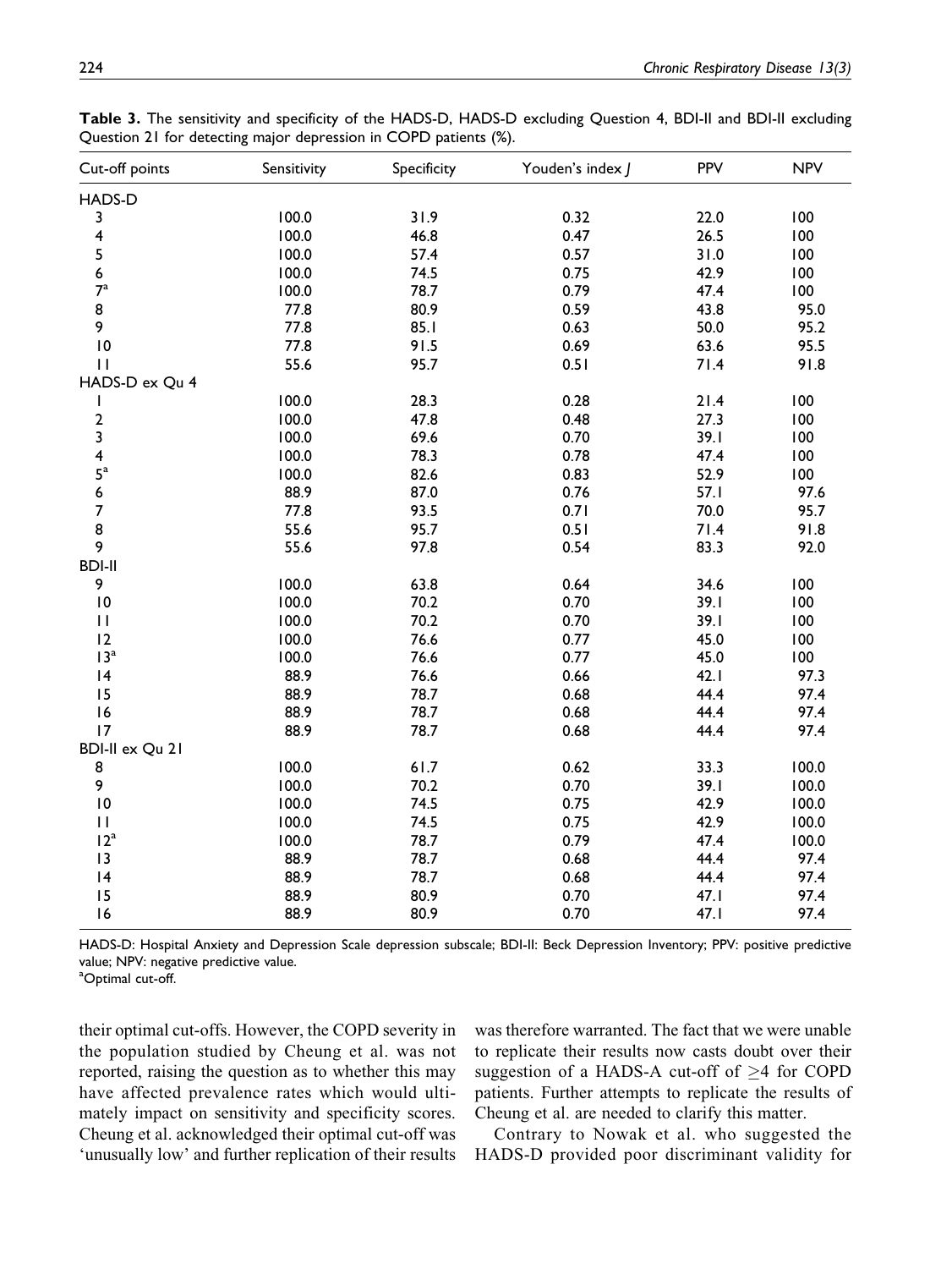**Table 3.** The sensitivity and specificity of the HADS-D, HADS-D excluding Question 4, BDI-II and BDI-II excluding Question 21 for detecting major depression in COPD patients (%).

| Cut-off points | Sensitivity | Specificity | Youden's index J | PPV | NPV |
|---|---|---|---|---|---|
| HADS-D | | | | | |
| 3 | 100.0 | 31.9 | 0.32 | 22.0 | 100 |
| 4 | 100.0 | 46.8 | 0.47 | 26.5 | 100 |
| 5 | 100.0 | 57.4 | 0.57 | 31.0 | 100 |
| 6 | 100.0 | 74.5 | 0.75 | 42.9 | 100 |
| 7[a] | 100.0 | 78.7 | 0.79 | 47.4 | 100 |
| 8 | 77.8 | 80.9 | 0.59 | 43.8 | 95.0 |
| 9 | 77.8 | 85.1 | 0.63 | 50.0 | 95.2 |
| 10 | 77.8 | 91.5 | 0.69 | 63.6 | 95.5 |
| 11 | 55.6 | 95.7 | 0.51 | 71.4 | 91.8 |
| HADS-D ex Qu 4 | | | | | |
| 1 | 100.0 | 28.3 | 0.28 | 21.4 | 100 |
| 2 | 100.0 | 47.8 | 0.48 | 27.3 | 100 |
| 3 | 100.0 | 69.6 | 0.70 | 39.1 | 100 |
| 4 | 100.0 | 78.3 | 0.78 | 47.4 | 100 |
| 5[a] | 100.0 | 82.6 | 0.83 | 52.9 | 100 |
| 6 | 88.9 | 87.0 | 0.76 | 57.1 | 97.6 |
| 7 | 77.8 | 93.5 | 0.71 | 70.0 | 95.7 |
| 8 | 55.6 | 95.7 | 0.51 | 71.4 | 91.8 |
| 9 | 55.6 | 97.8 | 0.54 | 83.3 | 92.0 |
| BDI-II | | | | | |
| 9 | 100.0 | 63.8 | 0.64 | 34.6 | 100 |
| 10 | 100.0 | 70.2 | 0.70 | 39.1 | 100 |
| 11 | 100.0 | 70.2 | 0.70 | 39.1 | 100 |
| 12 | 100.0 | 76.6 | 0.77 | 45.0 | 100 |
| 13[a] | 100.0 | 76.6 | 0.77 | 45.0 | 100 |
| 14 | 88.9 | 76.6 | 0.66 | 42.1 | 97.3 |
| 15 | 88.9 | 78.7 | 0.68 | 44.4 | 97.4 |
| 16 | 88.9 | 78.7 | 0.68 | 44.4 | 97.4 |
| 17 | 88.9 | 78.7 | 0.68 | 44.4 | 97.4 |
| BDI-II ex Qu 21 | | | | | |
| 8 | 100.0 | 61.7 | 0.62 | 33.3 | 100.0 |
| 9 | 100.0 | 70.2 | 0.70 | 39.1 | 100.0 |
| 10 | 100.0 | 74.5 | 0.75 | 42.9 | 100.0 |
| 11 | 100.0 | 74.5 | 0.75 | 42.9 | 100.0 |
| 12[a] | 100.0 | 78.7 | 0.79 | 47.4 | 100.0 |
| 13 | 88.9 | 78.7 | 0.68 | 44.4 | 97.4 |
| 14 | 88.9 | 78.7 | 0.68 | 44.4 | 97.4 |
| 15 | 88.9 | 80.9 | 0.70 | 47.1 | 97.4 |
| 16 | 88.9 | 80.9 | 0.70 | 47.1 | 97.4 |

HADS-D: Hospital Anxiety and Depression Scale depression subscale; BDI-II: Beck Depression Inventory; PPV: positive predictive value; NPV: negative predictive value.
[a]Optimal cut-off.

their optimal cut-offs. However, the COPD severity in the population studied by Cheung et al. was not reported, raising the question as to whether this may have affected prevalence rates which would ultimately impact on sensitivity and specificity scores. Cheung et al. acknowledged their optimal cut-off was 'unusually low' and further replication of their results was therefore warranted. The fact that we were unable to replicate their results now casts doubt over their suggestion of a HADS-A cut-off of $\geq 4$ for COPD patients. Further attempts to replicate the results of Cheung et al. are needed to clarify this matter.

Contrary to Nowak et al. who suggested the HADS-D provided poor discriminant validity for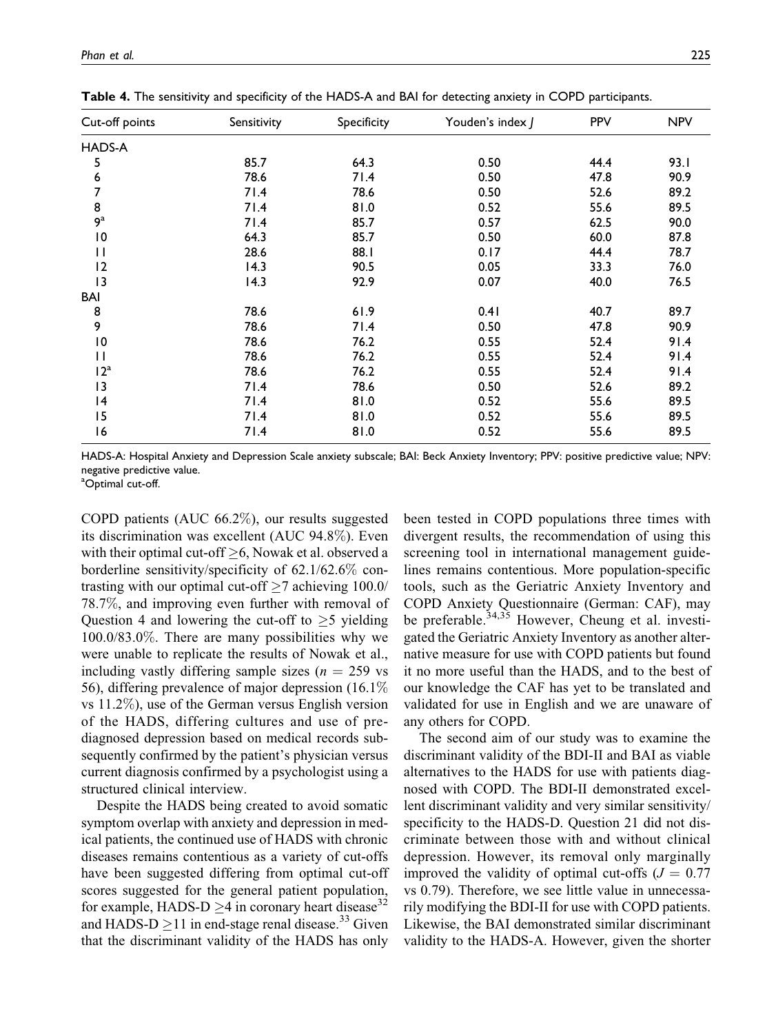**Table 4.** The sensitivity and specificity of the HADS-A and BAI for detecting anxiety in COPD participants.

| Cut-off points | Sensitivity | Specificity | Youden's index $J$ | PPV | NPV |
|---|---|---|---|---|---|
| HADS-A | | | | | |
| 5 | 85.7 | 64.3 | 0.50 | 44.4 | 93.1 |
| 6 | 78.6 | 71.4 | 0.50 | 47.8 | 90.9 |
| 7 | 71.4 | 78.6 | 0.50 | 52.6 | 89.2 |
| 8 | 71.4 | 81.0 | 0.52 | 55.6 | 89.5 |
| 9[a] | 71.4 | 85.7 | 0.57 | 62.5 | 90.0 |
| 10 | 64.3 | 85.7 | 0.50 | 60.0 | 87.8 |
| 11 | 28.6 | 88.1 | 0.17 | 44.4 | 78.7 |
| 12 | 14.3 | 90.5 | 0.05 | 33.3 | 76.0 |
| 13 | 14.3 | 92.9 | 0.07 | 40.0 | 76.5 |
| BAI | | | | | |
| 8 | 78.6 | 61.9 | 0.41 | 40.7 | 89.7 |
| 9 | 78.6 | 71.4 | 0.50 | 47.8 | 90.9 |
| 10 | 78.6 | 76.2 | 0.55 | 52.4 | 91.4 |
| 11 | 78.6 | 76.2 | 0.55 | 52.4 | 91.4 |
| 12[a] | 78.6 | 76.2 | 0.55 | 52.4 | 91.4 |
| 13 | 71.4 | 78.6 | 0.50 | 52.6 | 89.2 |
| 14 | 71.4 | 81.0 | 0.52 | 55.6 | 89.5 |
| 15 | 71.4 | 81.0 | 0.52 | 55.6 | 89.5 |
| 16 | 71.4 | 81.0 | 0.52 | 55.6 | 89.5 |

HADS-A: Hospital Anxiety and Depression Scale anxiety subscale; BAI: Beck Anxiety Inventory; PPV: positive predictive value; NPV: negative predictive value.
[a]Optimal cut-off.

COPD patients (AUC 66.2%), our results suggested its discrimination was excellent (AUC 94.8%). Even with their optimal cut-off ≥6, Nowak et al. observed a borderline sensitivity/specificity of 62.1/62.6% contrasting with our optimal cut-off ≥7 achieving 100.0/78.7%, and improving even further with removal of Question 4 and lowering the cut-off to ≥5 yielding 100.0/83.0%. There are many possibilities why we were unable to replicate the results of Nowak et al., including vastly differing sample sizes ($n$ = 259 vs 56), differing prevalence of major depression (16.1% vs 11.2%), use of the German versus English version of the HADS, differing cultures and use of pre-diagnosed depression based on medical records subsequently confirmed by the patient's physician versus current diagnosis confirmed by a psychologist using a structured clinical interview.

Despite the HADS being created to avoid somatic symptom overlap with anxiety and depression in medical patients, the continued use of HADS with chronic diseases remains contentious as a variety of cut-offs have been suggested differing from optimal cut-off scores suggested for the general patient population, for example, HADS-D ≥4 in coronary heart disease[32] and HADS-D ≥11 in end-stage renal disease.[33] Given that the discriminant validity of the HADS has only been tested in COPD populations three times with divergent results, the recommendation of using this screening tool in international management guidelines remains contentious. More population-specific tools, such as the Geriatric Anxiety Inventory and COPD Anxiety Questionnaire (German: CAF), may be preferable.[34,35] However, Cheung et al. investigated the Geriatric Anxiety Inventory as another alternative measure for use with COPD patients but found it no more useful than the HADS, and to the best of our knowledge the CAF has yet to be translated and validated for use in English and we are unaware of any others for COPD.

The second aim of our study was to examine the discriminant validity of the BDI-II and BAI as viable alternatives to the HADS for use with patients diagnosed with COPD. The BDI-II demonstrated excellent discriminant validity and very similar sensitivity/specificity to the HADS-D. Question 21 did not discriminate between those with and without clinical depression. However, its removal only marginally improved the validity of optimal cut-offs ($J$ = 0.77 vs 0.79). Therefore, we see little value in unnecessarily modifying the BDI-II for use with COPD patients. Likewise, the BAI demonstrated similar discriminant validity to the HADS-A. However, given the shorter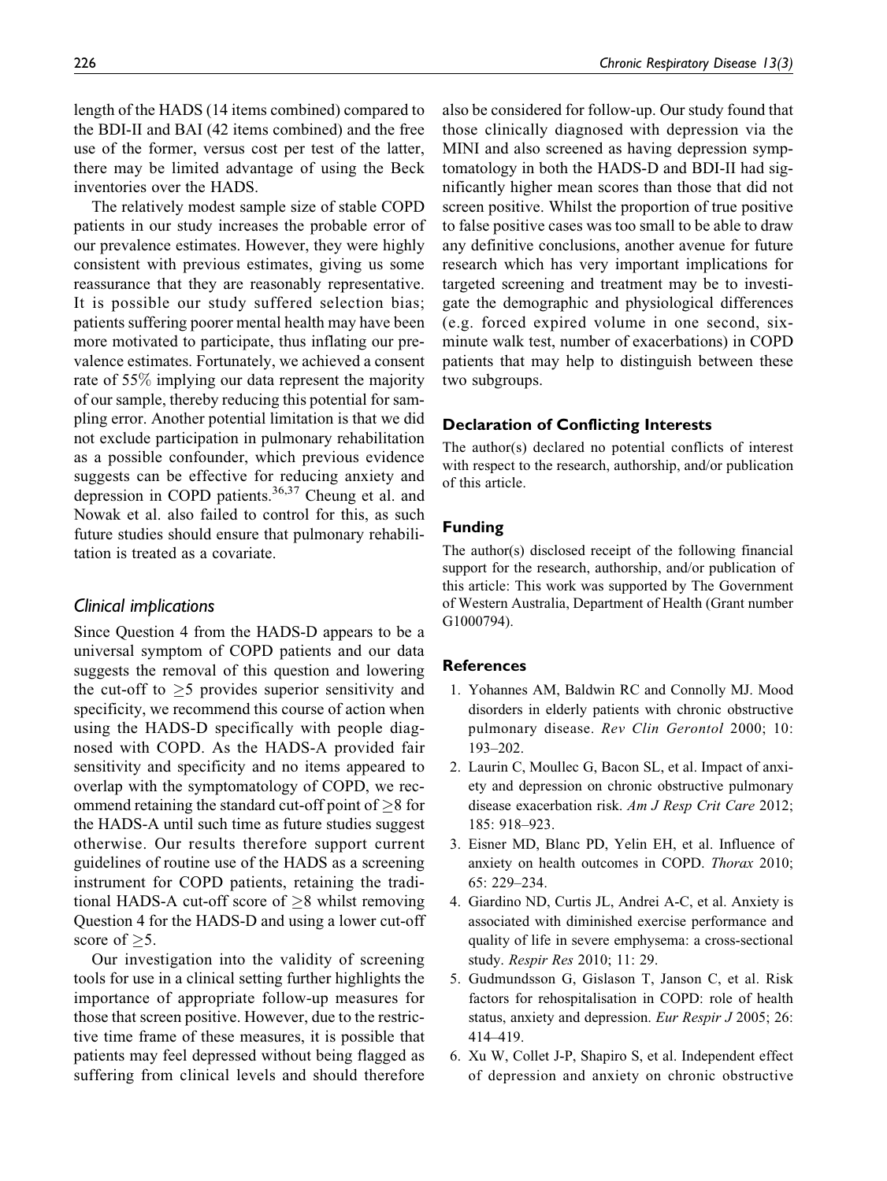length of the HADS (14 items combined) compared to the BDI-II and BAI (42 items combined) and the free use of the former, versus cost per test of the latter, there may be limited advantage of using the Beck inventories over the HADS.

The relatively modest sample size of stable COPD patients in our study increases the probable error of our prevalence estimates. However, they were highly consistent with previous estimates, giving us some reassurance that they are reasonably representative. It is possible our study suffered selection bias; patients suffering poorer mental health may have been more motivated to participate, thus inflating our prevalence estimates. Fortunately, we achieved a consent rate of 55% implying our data represent the majority of our sample, thereby reducing this potential for sampling error. Another potential limitation is that we did not exclude participation in pulmonary rehabilitation as a possible confounder, which previous evidence suggests can be effective for reducing anxiety and depression in COPD patients.[36,37] Cheung et al. and Nowak et al. also failed to control for this, as such future studies should ensure that pulmonary rehabilitation is treated as a covariate.

### *Clinical implications*

Since Question 4 from the HADS-D appears to be a universal symptom of COPD patients and our data suggests the removal of this question and lowering the cut-off to $\geq$5 provides superior sensitivity and specificity, we recommend this course of action when using the HADS-D specifically with people diagnosed with COPD. As the HADS-A provided fair sensitivity and specificity and no items appeared to overlap with the symptomatology of COPD, we recommend retaining the standard cut-off point of $\geq$8 for the HADS-A until such time as future studies suggest otherwise. Our results therefore support current guidelines of routine use of the HADS as a screening instrument for COPD patients, retaining the traditional HADS-A cut-off score of $\geq$8 whilst removing Question 4 for the HADS-D and using a lower cut-off score of $\geq$5.

Our investigation into the validity of screening tools for use in a clinical setting further highlights the importance of appropriate follow-up measures for those that screen positive. However, due to the restrictive time frame of these measures, it is possible that patients may feel depressed without being flagged as suffering from clinical levels and should therefore also be considered for follow-up. Our study found that those clinically diagnosed with depression via the MINI and also screened as having depression symptomatology in both the HADS-D and BDI-II had significantly higher mean scores than those that did not screen positive. Whilst the proportion of true positive to false positive cases was too small to be able to draw any definitive conclusions, another avenue for future research which has very important implications for targeted screening and treatment may be to investigate the demographic and physiological differences (e.g. forced expired volume in one second, six-minute walk test, number of exacerbations) in COPD patients that may help to distinguish between these two subgroups.

## Declaration of Conflicting Interests

The author(s) declared no potential conflicts of interest with respect to the research, authorship, and/or publication of this article.

## Funding

The author(s) disclosed receipt of the following financial support for the research, authorship, and/or publication of this article: This work was supported by The Government of Western Australia, Department of Health (Grant number G1000794).

## References

1. Yohannes AM, Baldwin RC and Connolly MJ. Mood disorders in elderly patients with chronic obstructive pulmonary disease. *Rev Clin Gerontol* 2000; 10: 193–202.
2. Laurin C, Moullec G, Bacon SL, et al. Impact of anxiety and depression on chronic obstructive pulmonary disease exacerbation risk. *Am J Resp Crit Care* 2012; 185: 918–923.
3. Eisner MD, Blanc PD, Yelin EH, et al. Influence of anxiety on health outcomes in COPD. *Thorax* 2010; 65: 229–234.
4. Giardino ND, Curtis JL, Andrei A-C, et al. Anxiety is associated with diminished exercise performance and quality of life in severe emphysema: a cross-sectional study. *Respir Res* 2010; 11: 29.
5. Gudmundsson G, Gislason T, Janson C, et al. Risk factors for rehospitalisation in COPD: role of health status, anxiety and depression. *Eur Respir J* 2005; 26: 414–419.
6. Xu W, Collet J-P, Shapiro S, et al. Independent effect of depression and anxiety on chronic obstructive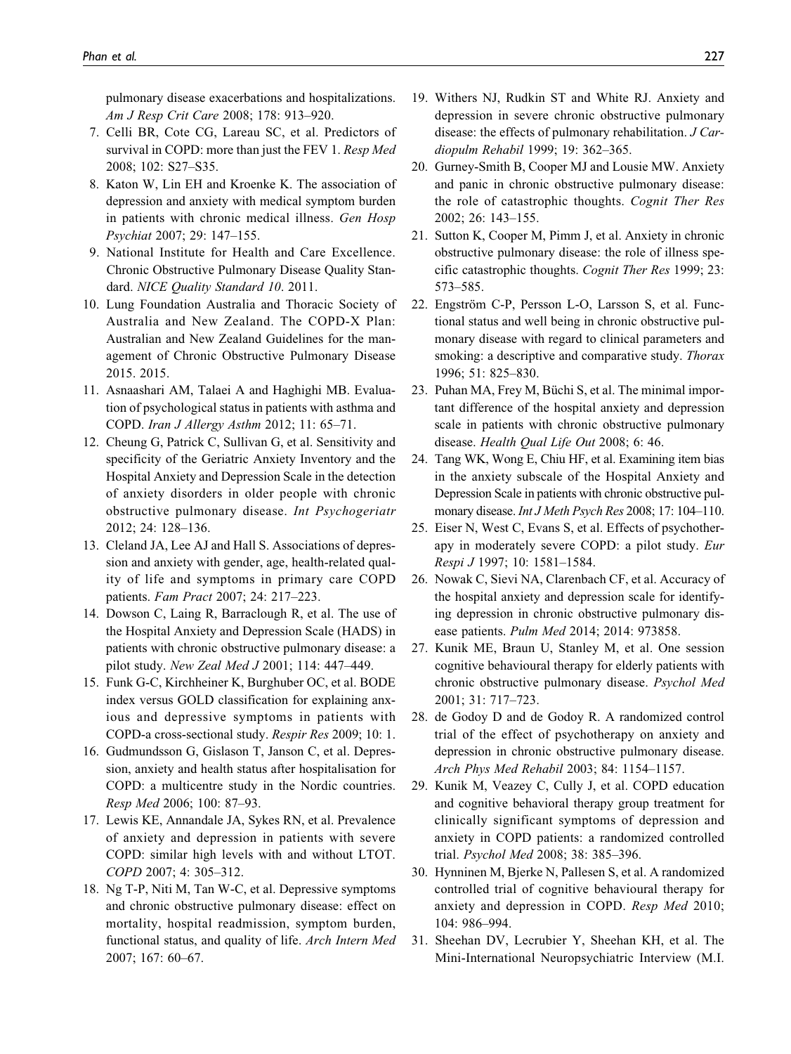pulmonary disease exacerbations and hospitalizations. *Am J Resp Crit Care* 2008; 178: 913–920.

7. Celli BR, Cote CG, Lareau SC, et al. Predictors of survival in COPD: more than just the FEV 1. *Resp Med* 2008; 102: S27–S35.
8. Katon W, Lin EH and Kroenke K. The association of depression and anxiety with medical symptom burden in patients with chronic medical illness. *Gen Hosp Psychiat* 2007; 29: 147–155.
9. National Institute for Health and Care Excellence. Chronic Obstructive Pulmonary Disease Quality Standard. *NICE Quality Standard 10*. 2011.
10. Lung Foundation Australia and Thoracic Society of Australia and New Zealand. The COPD-X Plan: Australian and New Zealand Guidelines for the management of Chronic Obstructive Pulmonary Disease 2015. 2015.
11. Asnaashari AM, Talaei A and Haghighi MB. Evaluation of psychological status in patients with asthma and COPD. *Iran J Allergy Asthm* 2012; 11: 65–71.
12. Cheung G, Patrick C, Sullivan G, et al. Sensitivity and specificity of the Geriatric Anxiety Inventory and the Hospital Anxiety and Depression Scale in the detection of anxiety disorders in older people with chronic obstructive pulmonary disease. *Int Psychogeriatr* 2012; 24: 128–136.
13. Cleland JA, Lee AJ and Hall S. Associations of depression and anxiety with gender, age, health-related quality of life and symptoms in primary care COPD patients. *Fam Pract* 2007; 24: 217–223.
14. Dowson C, Laing R, Barraclough R, et al. The use of the Hospital Anxiety and Depression Scale (HADS) in patients with chronic obstructive pulmonary disease: a pilot study. *New Zeal Med J* 2001; 114: 447–449.
15. Funk G-C, Kirchheiner K, Burghuber OC, et al. BODE index versus GOLD classification for explaining anxious and depressive symptoms in patients with COPD-a cross-sectional study. *Respir Res* 2009; 10: 1.
16. Gudmundsson G, Gislason T, Janson C, et al. Depression, anxiety and health status after hospitalisation for COPD: a multicentre study in the Nordic countries. *Resp Med* 2006; 100: 87–93.
17. Lewis KE, Annandale JA, Sykes RN, et al. Prevalence of anxiety and depression in patients with severe COPD: similar high levels with and without LTOT. *COPD* 2007; 4: 305–312.
18. Ng T-P, Niti M, Tan W-C, et al. Depressive symptoms and chronic obstructive pulmonary disease: effect on mortality, hospital readmission, symptom burden, functional status, and quality of life. *Arch Intern Med* 2007; 167: 60–67.
19. Withers NJ, Rudkin ST and White RJ. Anxiety and depression in severe chronic obstructive pulmonary disease: the effects of pulmonary rehabilitation. *J Cardiopulm Rehabil* 1999; 19: 362–365.
20. Gurney-Smith B, Cooper MJ and Lousie MW. Anxiety and panic in chronic obstructive pulmonary disease: the role of catastrophic thoughts. *Cognit Ther Res* 2002; 26: 143–155.
21. Sutton K, Cooper M, Pimm J, et al. Anxiety in chronic obstructive pulmonary disease: the role of illness specific catastrophic thoughts. *Cognit Ther Res* 1999; 23: 573–585.
22. Engström C-P, Persson L-O, Larsson S, et al. Functional status and well being in chronic obstructive pulmonary disease with regard to clinical parameters and smoking: a descriptive and comparative study. *Thorax* 1996; 51: 825–830.
23. Puhan MA, Frey M, Büchi S, et al. The minimal important difference of the hospital anxiety and depression scale in patients with chronic obstructive pulmonary disease. *Health Qual Life Out* 2008; 6: 46.
24. Tang WK, Wong E, Chiu HF, et al. Examining item bias in the anxiety subscale of the Hospital Anxiety and Depression Scale in patients with chronic obstructive pulmonary disease. *Int J Meth Psych Res* 2008; 17: 104–110.
25. Eiser N, West C, Evans S, et al. Effects of psychotherapy in moderately severe COPD: a pilot study. *Eur Respi J* 1997; 10: 1581–1584.
26. Nowak C, Sievi NA, Clarenbach CF, et al. Accuracy of the hospital anxiety and depression scale for identifying depression in chronic obstructive pulmonary disease patients. *Pulm Med* 2014; 2014: 973858.
27. Kunik ME, Braun U, Stanley M, et al. One session cognitive behavioural therapy for elderly patients with chronic obstructive pulmonary disease. *Psychol Med* 2001; 31: 717–723.
28. de Godoy D and de Godoy R. A randomized control trial of the effect of psychotherapy on anxiety and depression in chronic obstructive pulmonary disease. *Arch Phys Med Rehabil* 2003; 84: 1154–1157.
29. Kunik M, Veazey C, Cully J, et al. COPD education and cognitive behavioral therapy group treatment for clinically significant symptoms of depression and anxiety in COPD patients: a randomized controlled trial. *Psychol Med* 2008; 38: 385–396.
30. Hynninen M, Bjerke N, Pallesen S, et al. A randomized controlled trial of cognitive behavioural therapy for anxiety and depression in COPD. *Resp Med* 2010; 104: 986–994.
31. Sheehan DV, Lecrubier Y, Sheehan KH, et al. The Mini-International Neuropsychiatric Interview (M.I.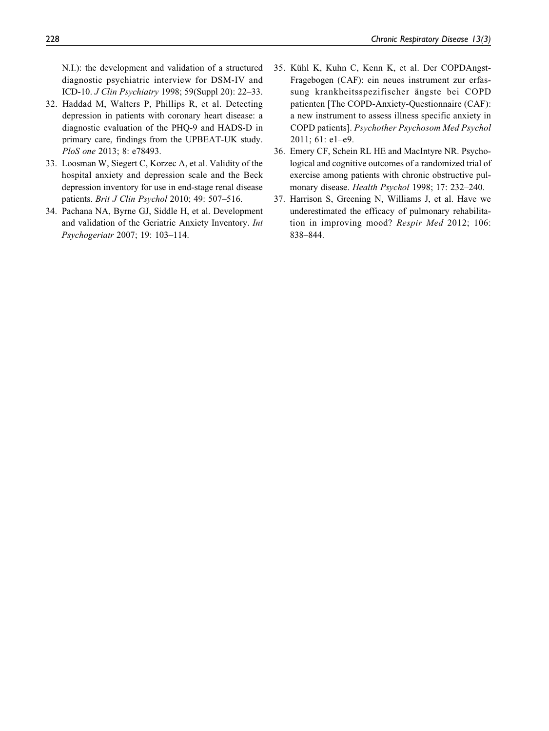N.I.): the development and validation of a structured diagnostic psychiatric interview for DSM-IV and ICD-10. *J Clin Psychiatry* 1998; 59(Suppl 20): 22–33.

32. Haddad M, Walters P, Phillips R, et al. Detecting depression in patients with coronary heart disease: a diagnostic evaluation of the PHQ-9 and HADS-D in primary care, findings from the UPBEAT-UK study. *PloS one* 2013; 8: e78493.
33. Loosman W, Siegert C, Korzec A, et al. Validity of the hospital anxiety and depression scale and the Beck depression inventory for use in end-stage renal disease patients. *Brit J Clin Psychol* 2010; 49: 507–516.
34. Pachana NA, Byrne GJ, Siddle H, et al. Development and validation of the Geriatric Anxiety Inventory. *Int Psychogeriatr* 2007; 19: 103–114.
35. Kühl K, Kuhn C, Kenn K, et al. Der COPDAngst-Fragebogen (CAF): ein neues instrument zur erfassung krankheitsspezifischer ängste bei COPD patienten [The COPD-Anxiety-Questionnaire (CAF): a new instrument to assess illness specific anxiety in COPD patients]. *Psychother Psychosom Med Psychol* 2011; 61: e1–e9.
36. Emery CF, Schein RL HE and MacIntyre NR. Psychological and cognitive outcomes of a randomized trial of exercise among patients with chronic obstructive pulmonary disease. *Health Psychol* 1998; 17: 232–240.
37. Harrison S, Greening N, Williams J, et al. Have we underestimated the efficacy of pulmonary rehabilitation in improving mood? *Respir Med* 2012; 106: 838–844.